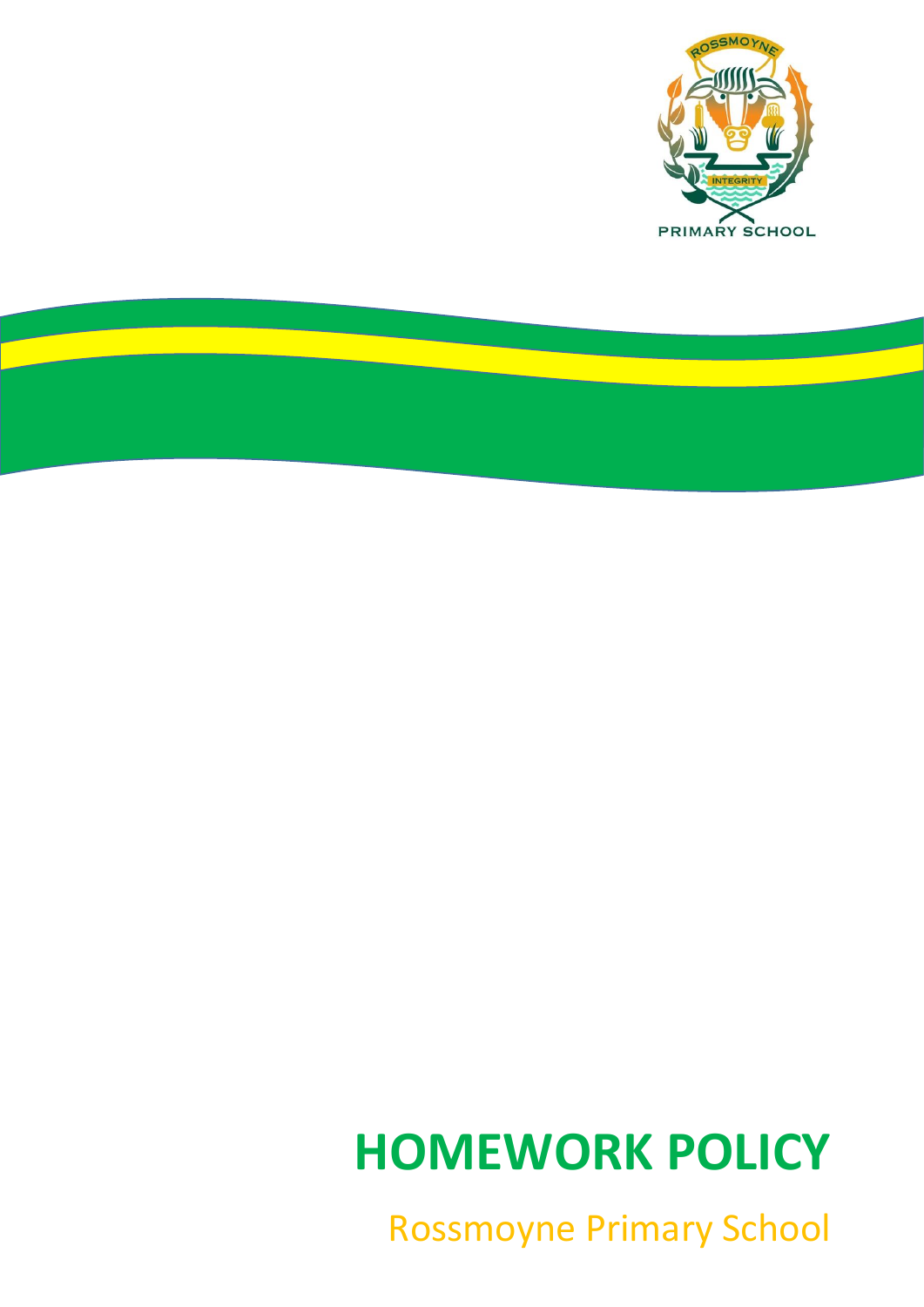# HOMEWORK POLICY

Rossmoyne Primary School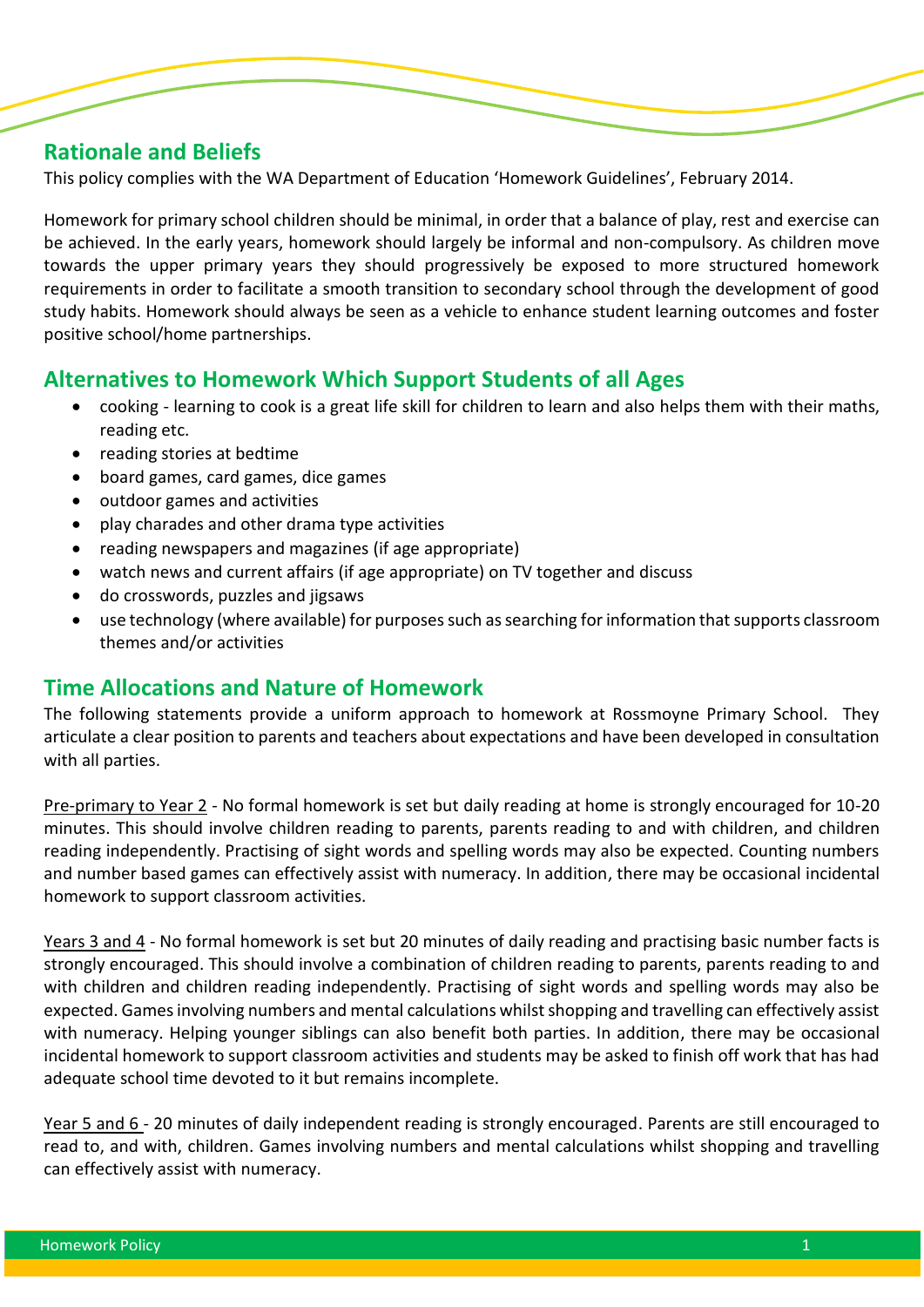## Rationale and Beliefs

This policy complies with the WA Department of Education 'Homework Guidelines', February 2014.

Homework for primary school children should be minimal, in order that a balance of play, rest and exercise can be achieved. In the early years, homework should largely be informal and non-compulsory. As children move towards the upper primary years they should progressively be exposed to more structured homework requirements in order to facilitate a smooth transition to secondary school through the development of good study habits. Homework should always be seen as a vehicle to enhance student learning outcomes and foster positive school/home partnerships.

## Alternatives to Homework Which Support Students of all Ages

- cooking - learning to cook is a great life skill for children to learn and also helps them with their maths, reading etc.
- reading stories at bedtime
- board games, card games, dice games
- outdoor games and activities
- play charades and other drama type activities
- reading newspapers and magazines (if age appropriate)
- watch news and current affairs (if age appropriate) on TV together and discuss
- do crosswords, puzzles and jigsaws
- use technology (where available) for purposes such as searching for information that supports classroom themes and/or activities

## Time Allocations and Nature of Homework

The following statements provide a uniform approach to homework at Rossmoyne Primary School. They articulate a clear position to parents and teachers about expectations and have been developed in consultation with all parties.

Pre-primary to Year 2 - No formal homework is set but daily reading at home is strongly encouraged for 10-20 minutes. This should involve children reading to parents, parents reading to and with children, and children reading independently. Practising of sight words and spelling words may also be expected. Counting numbers and number based games can effectively assist with numeracy. In addition, there may be occasional incidental homework to support classroom activities.

Years 3 and 4 - No formal homework is set but 20 minutes of daily reading and practising basic number facts is strongly encouraged. This should involve a combination of children reading to parents, parents reading to and with children and children reading independently. Practising of sight words and spelling words may also be expected. Games involving numbers and mental calculations whilst shopping and travelling can effectively assist with numeracy. Helping younger siblings can also benefit both parties. In addition, there may be occasional incidental homework to support classroom activities and students may be asked to finish off work that has had adequate school time devoted to it but remains incomplete.

Year 5 and 6 - 20 minutes of daily independent reading is strongly encouraged. Parents are still encouraged to read to, and with, children. Games involving numbers and mental calculations whilst shopping and travelling can effectively assist with numeracy.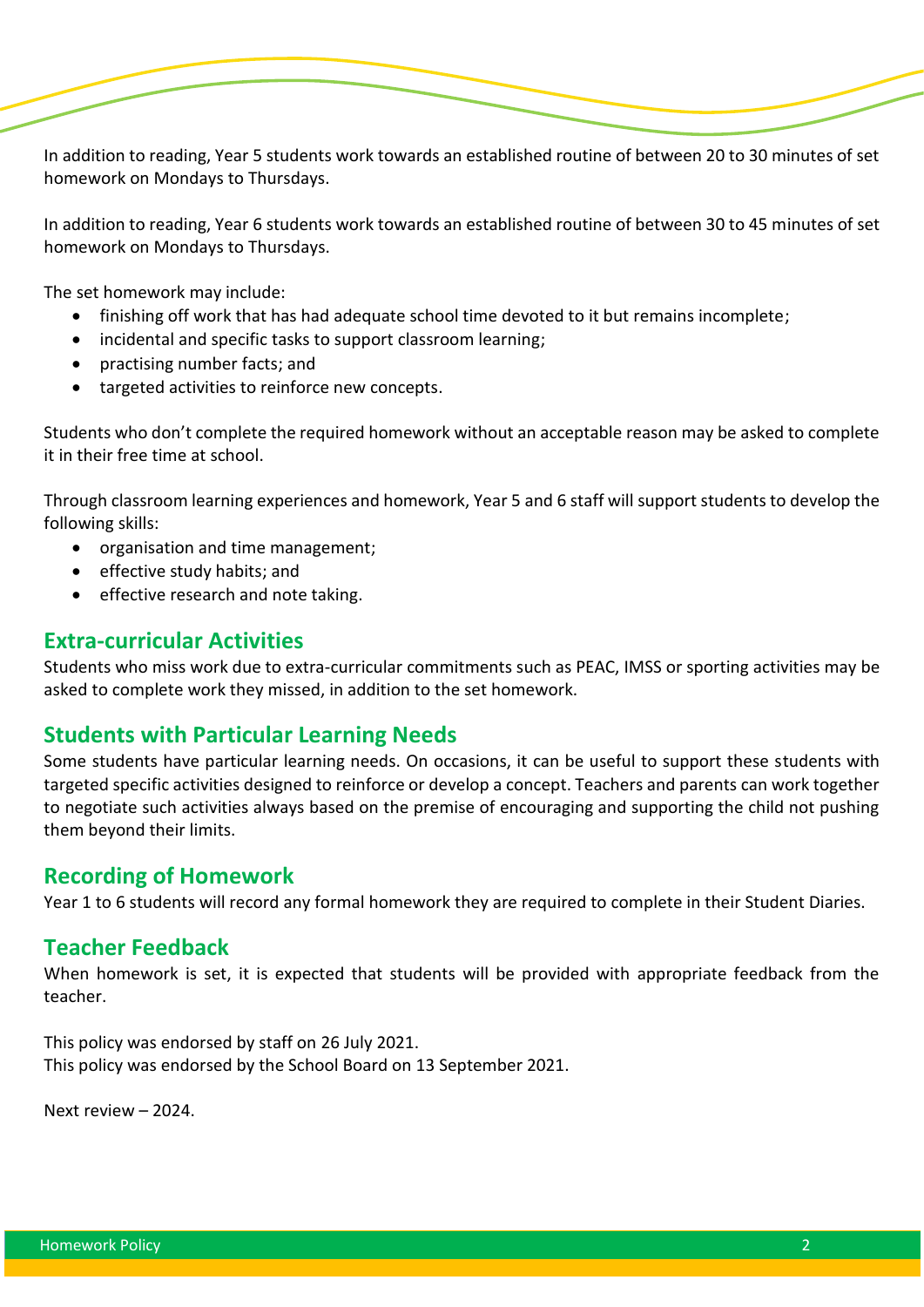In addition to reading, Year 5 students work towards an established routine of between 20 to 30 minutes of set homework on Mondays to Thursdays.

In addition to reading, Year 6 students work towards an established routine of between 30 to 45 minutes of set homework on Mondays to Thursdays.

The set homework may include:

- finishing off work that has had adequate school time devoted to it but remains incomplete;
- incidental and specific tasks to support classroom learning;
- practising number facts; and
- targeted activities to reinforce new concepts.

Students who don't complete the required homework without an acceptable reason may be asked to complete it in their free time at school.

Through classroom learning experiences and homework, Year 5 and 6 staff will support students to develop the following skills:

- organisation and time management;
- effective study habits; and
- effective research and note taking.

## Extra-curricular Activities

Students who miss work due to extra-curricular commitments such as PEAC, IMSS or sporting activities may be asked to complete work they missed, in addition to the set homework.

## Students with Particular Learning Needs

Some students have particular learning needs. On occasions, it can be useful to support these students with targeted specific activities designed to reinforce or develop a concept. Teachers and parents can work together to negotiate such activities always based on the premise of encouraging and supporting the child not pushing them beyond their limits.

## Recording of Homework

Year 1 to 6 students will record any formal homework they are required to complete in their Student Diaries.

## Teacher Feedback

When homework is set, it is expected that students will be provided with appropriate feedback from the teacher.

This policy was endorsed by staff on 26 July 2021.
This policy was endorsed by the School Board on 13 September 2021.

Next review – 2024.